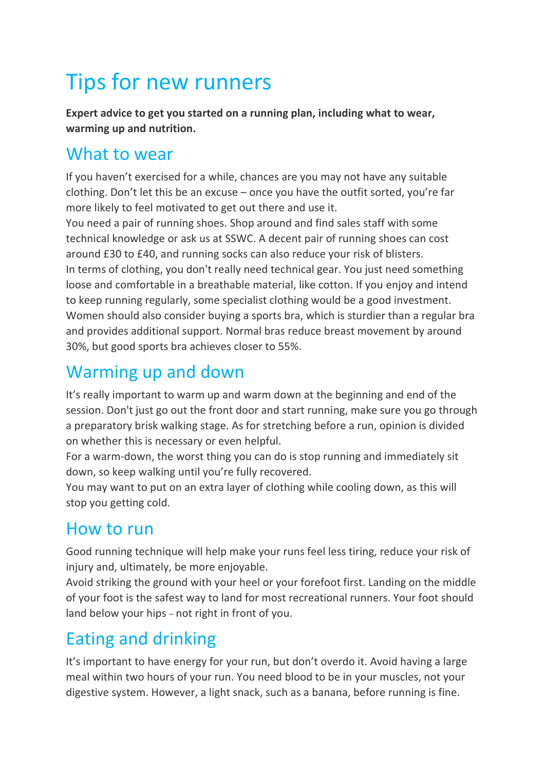# Tips for new runners

**Expert advice to get you started on a running plan, including what to wear, warming up and nutrition.**

## What to wear

If you haven't exercised for a while, chances are you may not have any suitable clothing. Don't let this be an excuse – once you have the outfit sorted, you're far more likely to feel motivated to get out there and use it.

You need a pair of running shoes. Shop around and find sales staff with some technical knowledge or ask us at SSWC. A decent pair of running shoes can cost around £30 to £40, and running socks can also reduce your risk of blisters.

In terms of clothing, you don't really need technical gear. You just need something loose and comfortable in a breathable material, like cotton. If you enjoy and intend to keep running regularly, some specialist clothing would be a good investment.

Women should also consider buying a sports bra, which is sturdier than a regular bra and provides additional support. Normal bras reduce breast movement by around 30%, but good sports bra achieves closer to 55%.

## Warming up and down

It's really important to warm up and warm down at the beginning and end of the session. Don't just go out the front door and start running, make sure you go through a preparatory brisk walking stage. As for stretching before a run, opinion is divided on whether this is necessary or even helpful.

For a warm-down, the worst thing you can do is stop running and immediately sit down, so keep walking until you're fully recovered.

You may want to put on an extra layer of clothing while cooling down, as this will stop you getting cold.

## How to run

Good running technique will help make your runs feel less tiring, reduce your risk of injury and, ultimately, be more enjoyable.

Avoid striking the ground with your heel or your forefoot first. Landing on the middle of your foot is the safest way to land for most recreational runners. Your foot should land below your hips – not right in front of you.

## Eating and drinking

It's important to have energy for your run, but don't overdo it. Avoid having a large meal within two hours of your run. You need blood to be in your muscles, not your digestive system. However, a light snack, such as a banana, before running is fine.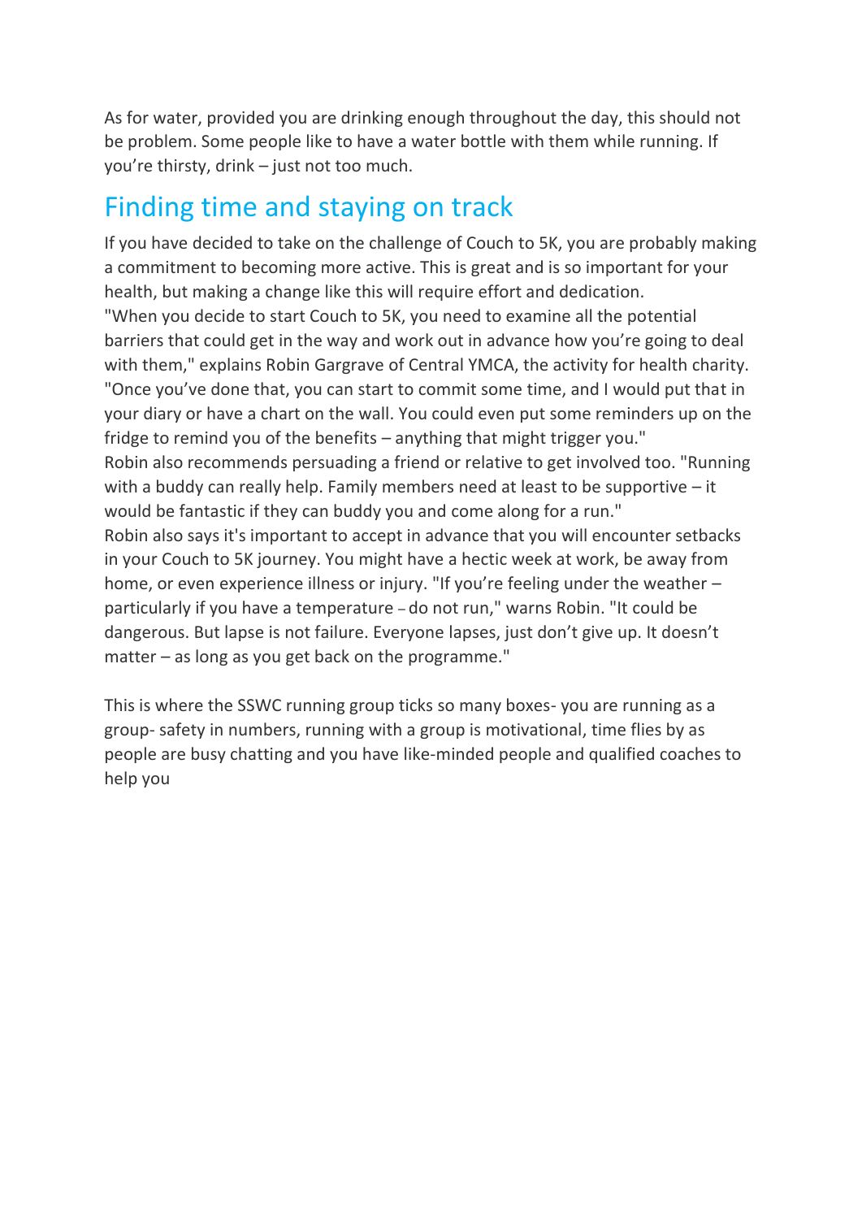As for water, provided you are drinking enough throughout the day, this should not be problem. Some people like to have a water bottle with them while running. If you're thirsty, drink – just not too much.

## Finding time and staying on track

If you have decided to take on the challenge of Couch to 5K, you are probably making a commitment to becoming more active. This is great and is so important for your health, but making a change like this will require effort and dedication.

"When you decide to start Couch to 5K, you need to examine all the potential barriers that could get in the way and work out in advance how you're going to deal with them," explains Robin Gargrave of Central YMCA, the activity for health charity. "Once you've done that, you can start to commit some time, and I would put that in your diary or have a chart on the wall. You could even put some reminders up on the fridge to remind you of the benefits – anything that might trigger you."

Robin also recommends persuading a friend or relative to get involved too. "Running with a buddy can really help. Family members need at least to be supportive – it would be fantastic if they can buddy you and come along for a run."

Robin also says it's important to accept in advance that you will encounter setbacks in your Couch to 5K journey. You might have a hectic week at work, be away from home, or even experience illness or injury. "If you're feeling under the weather – particularly if you have a temperature – do not run," warns Robin. "It could be dangerous. But lapse is not failure. Everyone lapses, just don't give up. It doesn't matter – as long as you get back on the programme."

This is where the SSWC running group ticks so many boxes- you are running as a group- safety in numbers, running with a group is motivational, time flies by as people are busy chatting and you have like-minded people and qualified coaches to help you